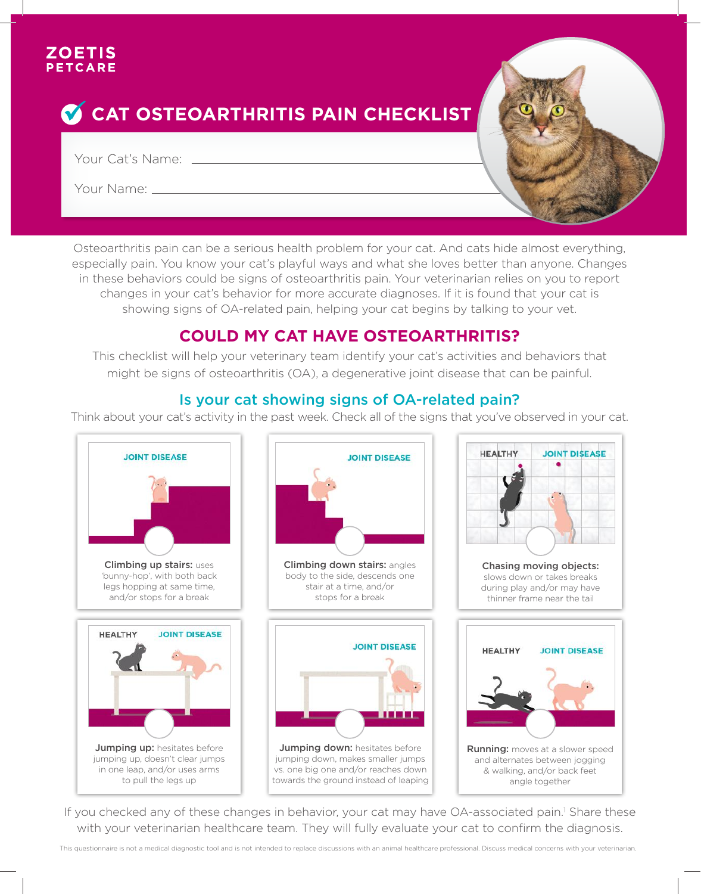ZOETIS PETCARE

# CAT OSTEOARTHRITIS PAIN CHECKLIST

Your Cat's Name: ____________________

Your Name: ____________________

Osteoarthritis pain can be a serious health problem for your cat. And cats hide almost everything, especially pain. You know your cat's playful ways and what she loves better than anyone. Changes in these behaviors could be signs of osteoarthritis pain. Your veterinarian relies on you to report changes in your cat's behavior for more accurate diagnoses. If it is found that your cat is showing signs of OA-related pain, helping your cat begins by talking to your vet.

## COULD MY CAT HAVE OSTEOARTHRITIS?

This checklist will help your veterinary team identify your cat's activities and behaviors that might be signs of osteoarthritis (OA), a degenerative joint disease that can be painful.

### Is your cat showing signs of OA-related pain?

Think about your cat's activity in the past week. Check all of the signs that you've observed in your cat.

JOINT DISEASE

- [ ] **Climbing up stairs:** uses 'bunny-hop', with both back legs hopping at same time, and/or stops for a break

JOINT DISEASE

- [ ] **Climbing down stairs:** angles body to the side, descends one stair at a time, and/or stops for a break

HEALTHY | JOINT DISEASE

- [ ] **Chasing moving objects:** slows down or takes breaks during play and/or may have thinner frame near the tail

HEALTHY | JOINT DISEASE

- [ ] **Jumping up:** hesitates before jumping up, doesn't clear jumps in one leap, and/or uses arms to pull the legs up

JOINT DISEASE

- [ ] **Jumping down:** hesitates before jumping down, makes smaller jumps vs. one big one and/or reaches down towards the ground instead of leaping

HEALTHY | JOINT DISEASE

- [ ] **Running:** moves at a slower speed and alternates between jogging & walking, and/or back feet angle together

If you checked any of these changes in behavior, your cat may have OA-associated pain.[1] Share these with your veterinarian healthcare team. They will fully evaluate your cat to confirm the diagnosis.

This questionnaire is not a medical diagnostic tool and is not intended to replace discussions with an animal healthcare professional. Discuss medical concerns with your veterinarian.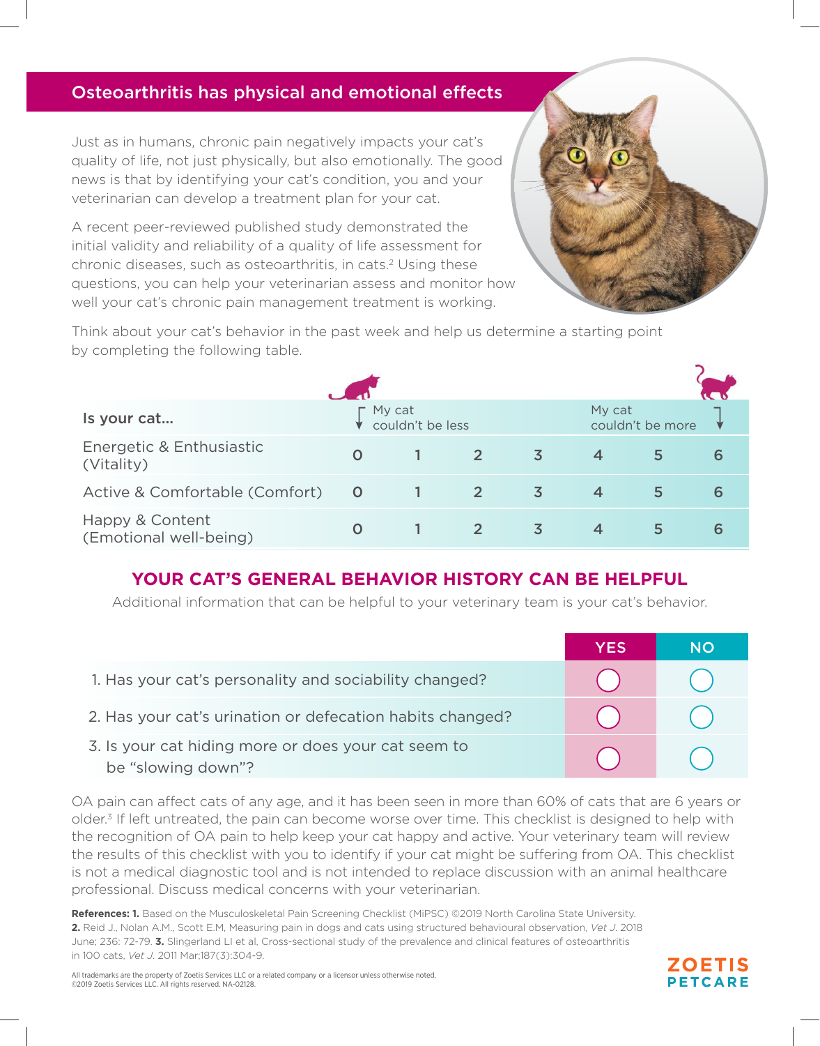## Osteoarthritis has physical and emotional effects

Just as in humans, chronic pain negatively impacts your cat's quality of life, not just physically, but also emotionally. The good news is that by identifying your cat's condition, you and your veterinarian can develop a treatment plan for your cat.

A recent peer-reviewed published study demonstrated the initial validity and reliability of a quality of life assessment for chronic diseases, such as osteoarthritis, in cats.[2] Using these questions, you can help your veterinarian assess and monitor how well your cat's chronic pain management treatment is working.

Think about your cat's behavior in the past week and help us determine a starting point by completing the following table.

| Is your cat... | My cat couldn't be less | | | | | | My cat couldn't be more |
|---|---|---|---|---|---|---|---|
| Energetic & Enthusiastic (Vitality) | 0 | 1 | 2 | 3 | 4 | 5 | 6 |
| Active & Comfortable (Comfort) | 0 | 1 | 2 | 3 | 4 | 5 | 6 |
| Happy & Content (Emotional well-being) | 0 | 1 | 2 | 3 | 4 | 5 | 6 |

## YOUR CAT'S GENERAL BEHAVIOR HISTORY CAN BE HELPFUL

Additional information that can be helpful to your veterinary team is your cat's behavior.

| | YES | NO |
|---|---|---|
| 1. Has your cat's personality and sociability changed? | ◯ | ◯ |
| 2. Has your cat's urination or defecation habits changed? | ◯ | ◯ |
| 3. Is your cat hiding more or does your cat seem to be "slowing down"? | ◯ | ◯ |

OA pain can affect cats of any age, and it has been seen in more than 60% of cats that are 6 years or older.[3] If left untreated, the pain can become worse over time. This checklist is designed to help with the recognition of OA pain to help keep your cat happy and active. Your veterinary team will review the results of this checklist with you to identify if your cat might be suffering from OA. This checklist is not a medical diagnostic tool and is not intended to replace discussion with an animal healthcare professional. Discuss medical concerns with your veterinarian.

**References: 1.** Based on the Musculoskeletal Pain Screening Checklist (MiPSC) ©2019 North Carolina State University. **2.** Reid J., Nolan A.M., Scott E.M, Measuring pain in dogs and cats using structured behavioural observation, *Vet J.* 2018 June; 236: 72-79. **3.** Slingerland LI et al, Cross-sectional study of the prevalence and clinical features of osteoarthritis in 100 cats, *Vet J.* 2011 Mar;187(3):304-9.

All trademarks are the property of Zoetis Services LLC or a related company or a licensor unless otherwise noted.
©2019 Zoetis Services LLC. All rights reserved. NA-02128.

ZOETIS PETCARE